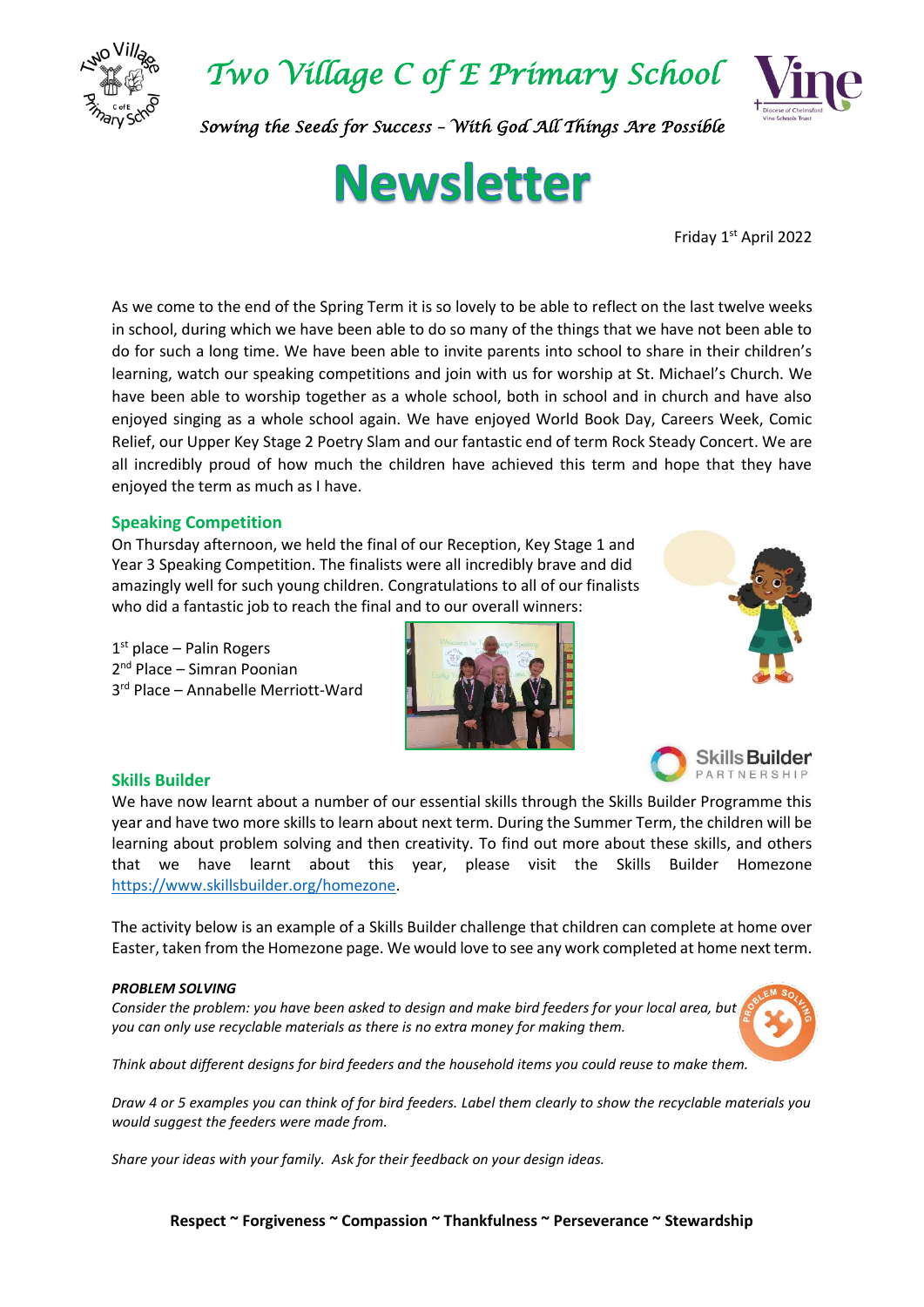# Two Village C of E Primary School

*Sowing the Seeds for Success – With God All Things Are Possible*

# Newsletter

Friday 1st April 2022

As we come to the end of the Spring Term it is so lovely to be able to reflect on the last twelve weeks in school, during which we have been able to do so many of the things that we have not been able to do for such a long time. We have been able to invite parents into school to share in their children's learning, watch our speaking competitions and join with us for worship at St. Michael's Church. We have been able to worship together as a whole school, both in school and in church and have also enjoyed singing as a whole school again. We have enjoyed World Book Day, Careers Week, Comic Relief, our Upper Key Stage 2 Poetry Slam and our fantastic end of term Rock Steady Concert. We are all incredibly proud of how much the children have achieved this term and hope that they have enjoyed the term as much as I have.

## Speaking Competition

On Thursday afternoon, we held the final of our Reception, Key Stage 1 and Year 3 Speaking Competition. The finalists were all incredibly brave and did amazingly well for such young children. Congratulations to all of our finalists who did a fantastic job to reach the final and to our overall winners:

1st place – Palin Rogers
2nd Place – Simran Poonian
3rd Place – Annabelle Merriott-Ward

## Skills Builder

We have now learnt about a number of our essential skills through the Skills Builder Programme this year and have two more skills to learn about next term. During the Summer Term, the children will be learning about problem solving and then creativity. To find out more about these skills, and others that we have learnt about this year, please visit the Skills Builder Homezone https://www.skillsbuilder.org/homezone.

The activity below is an example of a Skills Builder challenge that children can complete at home over Easter, taken from the Homezone page. We would love to see any work completed at home next term.

***PROBLEM SOLVING***

*Consider the problem: you have been asked to design and make bird feeders for your local area, but you can only use recyclable materials as there is no extra money for making them.*

*Think about different designs for bird feeders and the household items you could reuse to make them.*

*Draw 4 or 5 examples you can think of for bird feeders. Label them clearly to show the recyclable materials you would suggest the feeders were made from.*

*Share your ideas with your family. Ask for their feedback on your design ideas.*

**Respect ~ Forgiveness ~ Compassion ~ Thankfulness ~ Perseverance ~ Stewardship**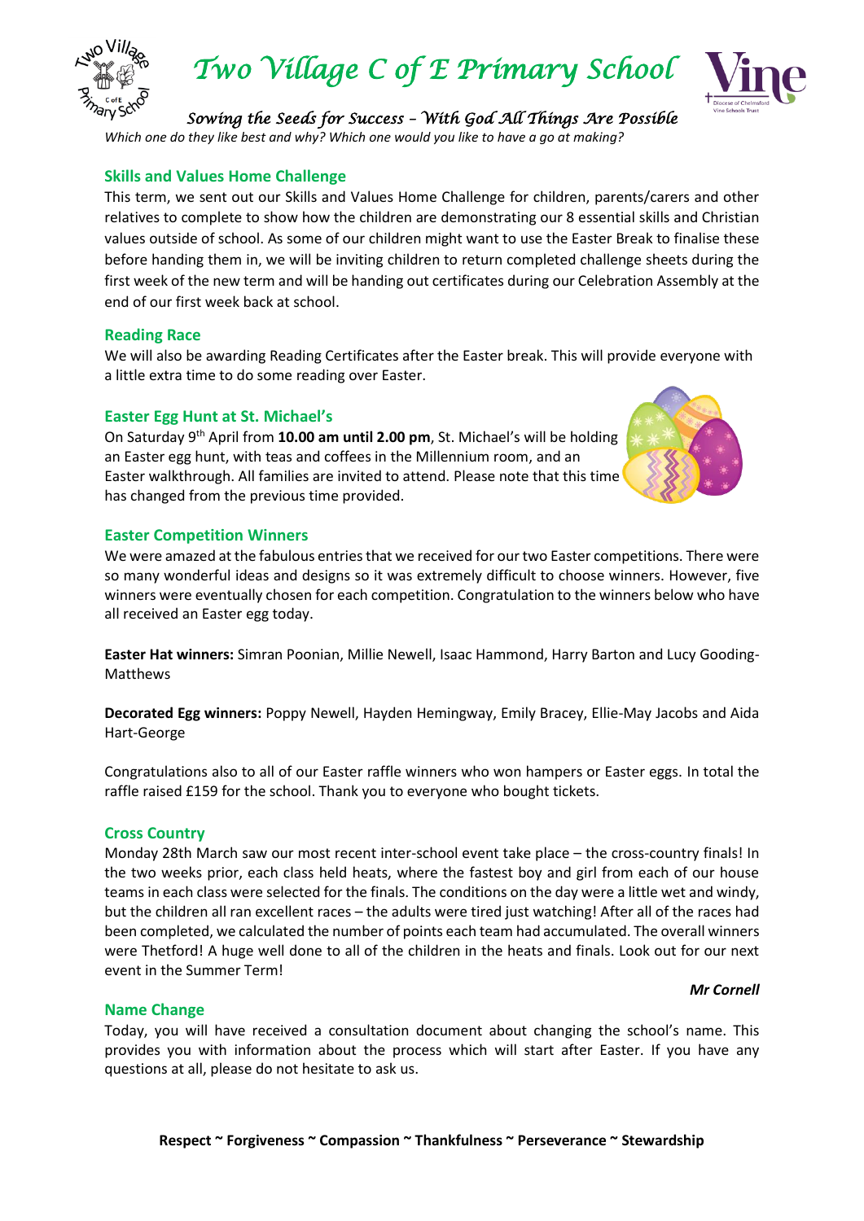*Which one do they like best and why? Which one would you like to have a go at making?*

## Skills and Values Home Challenge

This term, we sent out our Skills and Values Home Challenge for children, parents/carers and other relatives to complete to show how the children are demonstrating our 8 essential skills and Christian values outside of school. As some of our children might want to use the Easter Break to finalise these before handing them in, we will be inviting children to return completed challenge sheets during the first week of the new term and will be handing out certificates during our Celebration Assembly at the end of our first week back at school.

## Reading Race

We will also be awarding Reading Certificates after the Easter break. This will provide everyone with a little extra time to do some reading over Easter.

## Easter Egg Hunt at St. Michael's

On Saturday 9th April from **10.00 am until 2.00 pm**, St. Michael's will be holding an Easter egg hunt, with teas and coffees in the Millennium room, and an Easter walkthrough. All families are invited to attend. Please note that this time has changed from the previous time provided.

## Easter Competition Winners

We were amazed at the fabulous entries that we received for our two Easter competitions. There were so many wonderful ideas and designs so it was extremely difficult to choose winners. However, five winners were eventually chosen for each competition. Congratulation to the winners below who have all received an Easter egg today.

**Easter Hat winners:** Simran Poonian, Millie Newell, Isaac Hammond, Harry Barton and Lucy Gooding-Matthews

**Decorated Egg winners:** Poppy Newell, Hayden Hemingway, Emily Bracey, Ellie-May Jacobs and Aida Hart-George

Congratulations also to all of our Easter raffle winners who won hampers or Easter eggs. In total the raffle raised £159 for the school. Thank you to everyone who bought tickets.

## Cross Country

Monday 28th March saw our most recent inter-school event take place – the cross-country finals! In the two weeks prior, each class held heats, where the fastest boy and girl from each of our house teams in each class were selected for the finals. The conditions on the day were a little wet and windy, but the children all ran excellent races – the adults were tired just watching! After all of the races had been completed, we calculated the number of points each team had accumulated. The overall winners were Thetford! A huge well done to all of the children in the heats and finals. Look out for our next event in the Summer Term!

***Mr Cornell***

## Name Change

Today, you will have received a consultation document about changing the school's name. This provides you with information about the process which will start after Easter. If you have any questions at all, please do not hesitate to ask us.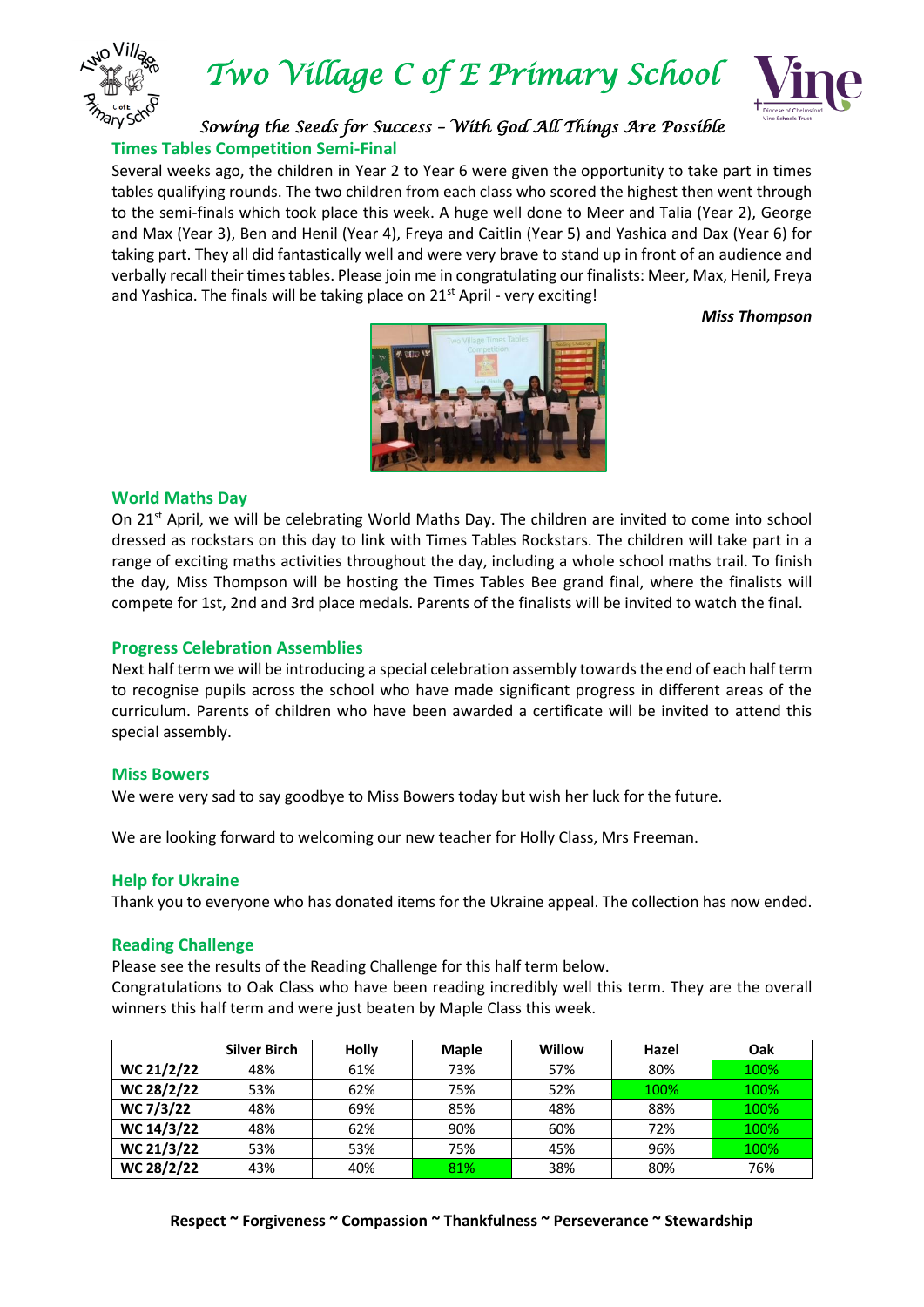# Two Village C of E Primary School

*Sowing the Seeds for Success – With God All Things Are Possible*

## Times Tables Competition Semi-Final

Several weeks ago, the children in Year 2 to Year 6 were given the opportunity to take part in times tables qualifying rounds. The two children from each class who scored the highest then went through to the semi-finals which took place this week. A huge well done to Meer and Talia (Year 2), George and Max (Year 3), Ben and Henil (Year 4), Freya and Caitlin (Year 5) and Yashica and Dax (Year 6) for taking part. They all did fantastically well and were very brave to stand up in front of an audience and verbally recall their times tables. Please join me in congratulating our finalists: Meer, Max, Henil, Freya and Yashica. The finals will be taking place on 21st April - very exciting!

***Miss Thompson***

## World Maths Day

On 21st April, we will be celebrating World Maths Day. The children are invited to come into school dressed as rockstars on this day to link with Times Tables Rockstars. The children will take part in a range of exciting maths activities throughout the day, including a whole school maths trail. To finish the day, Miss Thompson will be hosting the Times Tables Bee grand final, where the finalists will compete for 1st, 2nd and 3rd place medals. Parents of the finalists will be invited to watch the final.

## Progress Celebration Assemblies

Next half term we will be introducing a special celebration assembly towards the end of each half term to recognise pupils across the school who have made significant progress in different areas of the curriculum. Parents of children who have been awarded a certificate will be invited to attend this special assembly.

## Miss Bowers

We were very sad to say goodbye to Miss Bowers today but wish her luck for the future.

We are looking forward to welcoming our new teacher for Holly Class, Mrs Freeman.

## Help for Ukraine

Thank you to everyone who has donated items for the Ukraine appeal. The collection has now ended.

## Reading Challenge

Please see the results of the Reading Challenge for this half term below.

Congratulations to Oak Class who have been reading incredibly well this term. They are the overall winners this half term and were just beaten by Maple Class this week.

| | Silver Birch | Holly | Maple | Willow | Hazel | Oak |
|---|---|---|---|---|---|---|
| **WC 21/2/22** | 48% | 61% | 73% | 57% | 80% | 100% |
| **WC 28/2/22** | 53% | 62% | 75% | 52% | 100% | 100% |
| **WC 7/3/22** | 48% | 69% | 85% | 48% | 88% | 100% |
| **WC 14/3/22** | 48% | 62% | 90% | 60% | 72% | 100% |
| **WC 21/3/22** | 53% | 53% | 75% | 45% | 96% | 100% |
| **WC 28/2/22** | 43% | 40% | 81% | 38% | 80% | 76% |

**Respect ~ Forgiveness ~ Compassion ~ Thankfulness ~ Perseverance ~ Stewardship**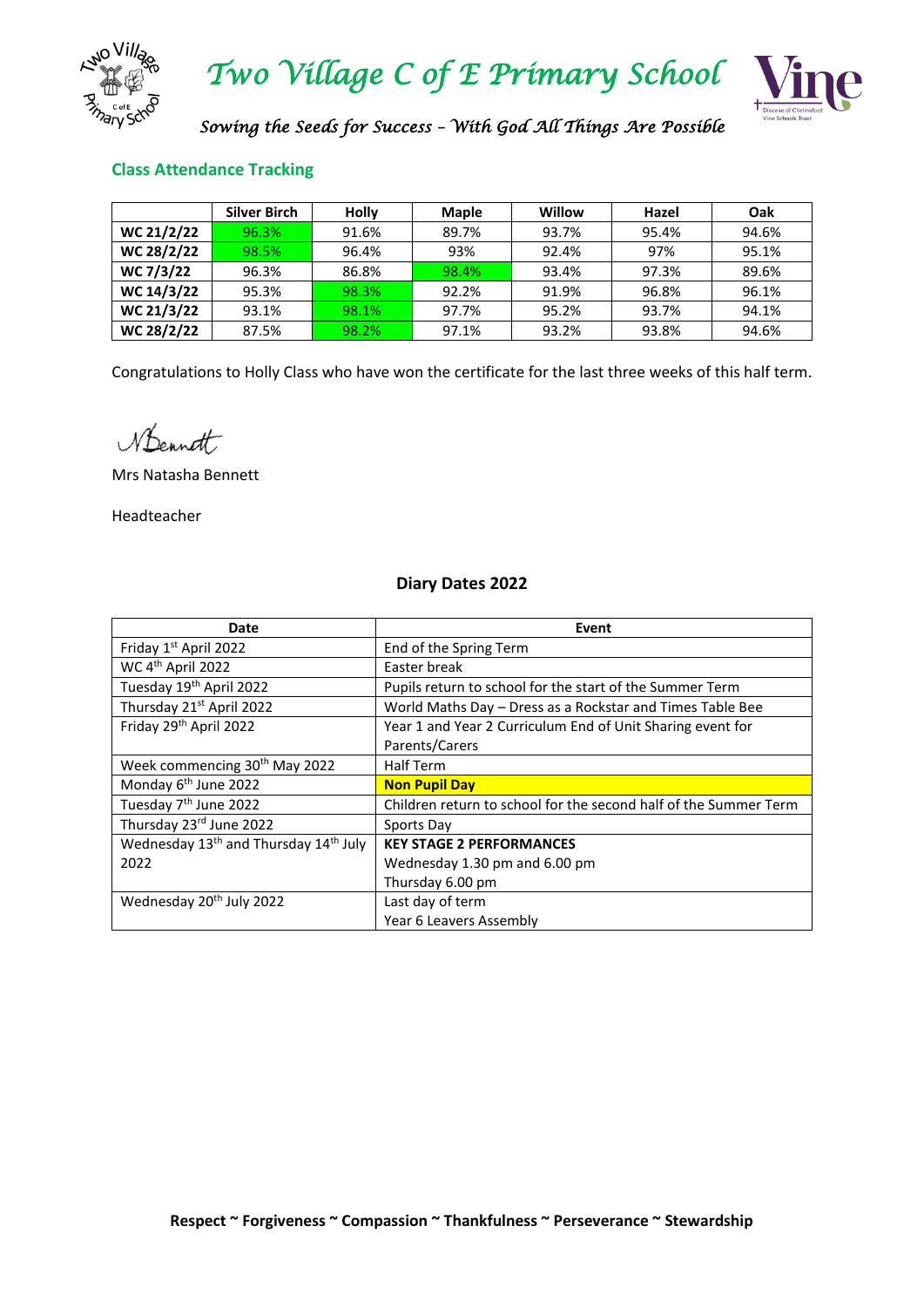# Two Village C of E Primary School

*Sowing the Seeds for Success – With God All Things Are Possible*

## Class Attendance Tracking

| | Silver Birch | Holly | Maple | Willow | Hazel | Oak |
|---|---|---|---|---|---|---|
| **WC 21/2/22** | 96.3% | 91.6% | 89.7% | 93.7% | 95.4% | 94.6% |
| **WC 28/2/22** | 98.5% | 96.4% | 93% | 92.4% | 97% | 95.1% |
| **WC 7/3/22** | 96.3% | 86.8% | 98.4% | 93.4% | 97.3% | 89.6% |
| **WC 14/3/22** | 95.3% | 98.3% | 92.2% | 91.9% | 96.8% | 96.1% |
| **WC 21/3/22** | 93.1% | 98.1% | 97.7% | 95.2% | 93.7% | 94.1% |
| **WC 28/2/22** | 87.5% | 98.2% | 97.1% | 93.2% | 93.8% | 94.6% |

Congratulations to Holly Class who have won the certificate for the last three weeks of this half term.

N Bennett

Mrs Natasha Bennett

Headteacher

## Diary Dates 2022

| Date | Event |
|---|---|
| Friday 1st April 2022 | End of the Spring Term |
| WC 4th April 2022 | Easter break |
| Tuesday 19th April 2022 | Pupils return to school for the start of the Summer Term |
| Thursday 21st April 2022 | World Maths Day – Dress as a Rockstar and Times Table Bee |
| Friday 29th April 2022 | Year 1 and Year 2 Curriculum End of Unit Sharing event for Parents/Carers |
| Week commencing 30th May 2022 | Half Term |
| Monday 6th June 2022 | **Non Pupil Day** |
| Tuesday 7th June 2022 | Children return to school for the second half of the Summer Term |
| Thursday 23rd June 2022 | Sports Day |
| Wednesday 13th and Thursday 14th July 2022 | **KEY STAGE 2 PERFORMANCES**<br>Wednesday 1.30 pm and 6.00 pm<br>Thursday 6.00 pm |
| Wednesday 20th July 2022 | Last day of term<br>Year 6 Leavers Assembly |

**Respect ~ Forgiveness ~ Compassion ~ Thankfulness ~ Perseverance ~ Stewardship**